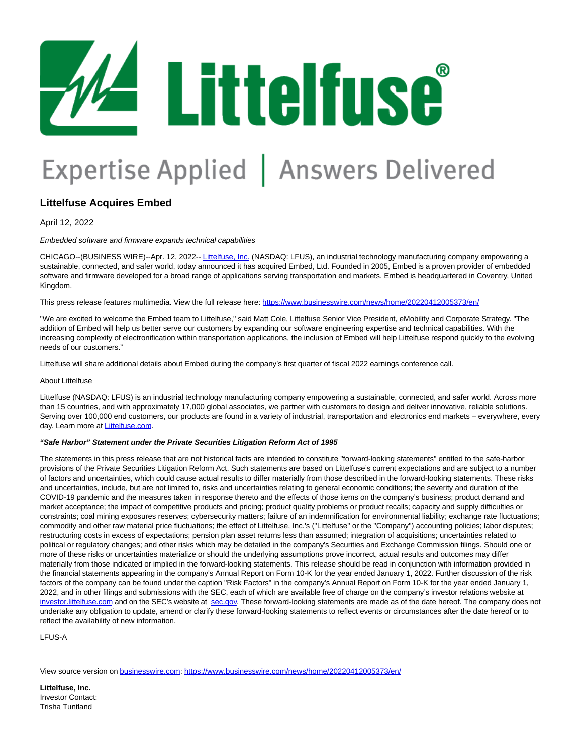Littelfuse®

Expertise Applied | Answers Delivered

## Littelfuse Acquires Embed

April 12, 2022

*Embedded software and firmware expands technical capabilities*

CHICAGO--(BUSINESS WIRE)--Apr. 12, 2022-- Littelfuse, Inc. (NASDAQ: LFUS), an industrial technology manufacturing company empowering a sustainable, connected, and safer world, today announced it has acquired Embed, Ltd. Founded in 2005, Embed is a proven provider of embedded software and firmware developed for a broad range of applications serving transportation end markets. Embed is headquartered in Coventry, United Kingdom.

This press release features multimedia. View the full release here: https://www.businesswire.com/news/home/20220412005373/en/

"We are excited to welcome the Embed team to Littelfuse," said Matt Cole, Littelfuse Senior Vice President, eMobility and Corporate Strategy. "The addition of Embed will help us better serve our customers by expanding our software engineering expertise and technical capabilities. With the increasing complexity of electronification within transportation applications, the inclusion of Embed will help Littelfuse respond quickly to the evolving needs of our customers."

Littelfuse will share additional details about Embed during the company's first quarter of fiscal 2022 earnings conference call.

About Littelfuse

Littelfuse (NASDAQ: LFUS) is an industrial technology manufacturing company empowering a sustainable, connected, and safer world. Across more than 15 countries, and with approximately 17,000 global associates, we partner with customers to design and deliver innovative, reliable solutions. Serving over 100,000 end customers, our products are found in a variety of industrial, transportation and electronics end markets – everywhere, every day. Learn more at Littelfuse.com.

***"Safe Harbor" Statement under the Private Securities Litigation Reform Act of 1995***

The statements in this press release that are not historical facts are intended to constitute "forward-looking statements" entitled to the safe-harbor provisions of the Private Securities Litigation Reform Act. Such statements are based on Littelfuse's current expectations and are subject to a number of factors and uncertainties, which could cause actual results to differ materially from those described in the forward-looking statements. These risks and uncertainties, include, but are not limited to, risks and uncertainties relating to general economic conditions; the severity and duration of the COVID-19 pandemic and the measures taken in response thereto and the effects of those items on the company's business; product demand and market acceptance; the impact of competitive products and pricing; product quality problems or product recalls; capacity and supply difficulties or constraints; coal mining exposures reserves; cybersecurity matters; failure of an indemnification for environmental liability; exchange rate fluctuations; commodity and other raw material price fluctuations; the effect of Littelfuse, Inc.'s ("Littelfuse" or the "Company") accounting policies; labor disputes; restructuring costs in excess of expectations; pension plan asset returns less than assumed; integration of acquisitions; uncertainties related to political or regulatory changes; and other risks which may be detailed in the company's Securities and Exchange Commission filings. Should one or more of these risks or uncertainties materialize or should the underlying assumptions prove incorrect, actual results and outcomes may differ materially from those indicated or implied in the forward-looking statements. This release should be read in conjunction with information provided in the financial statements appearing in the company's Annual Report on Form 10-K for the year ended January 1, 2022. Further discussion of the risk factors of the company can be found under the caption "Risk Factors" in the company's Annual Report on Form 10-K for the year ended January 1, 2022, and in other filings and submissions with the SEC, each of which are available free of charge on the company's investor relations website at investor.littelfuse.com and on the SEC's website at sec.gov. These forward-looking statements are made as of the date hereof. The company does not undertake any obligation to update, amend or clarify these forward-looking statements to reflect events or circumstances after the date hereof or to reflect the availability of new information.

LFUS-A

View source version on businesswire.com: https://www.businesswire.com/news/home/20220412005373/en/

**Littelfuse, Inc.**
Investor Contact:
Trisha Tuntland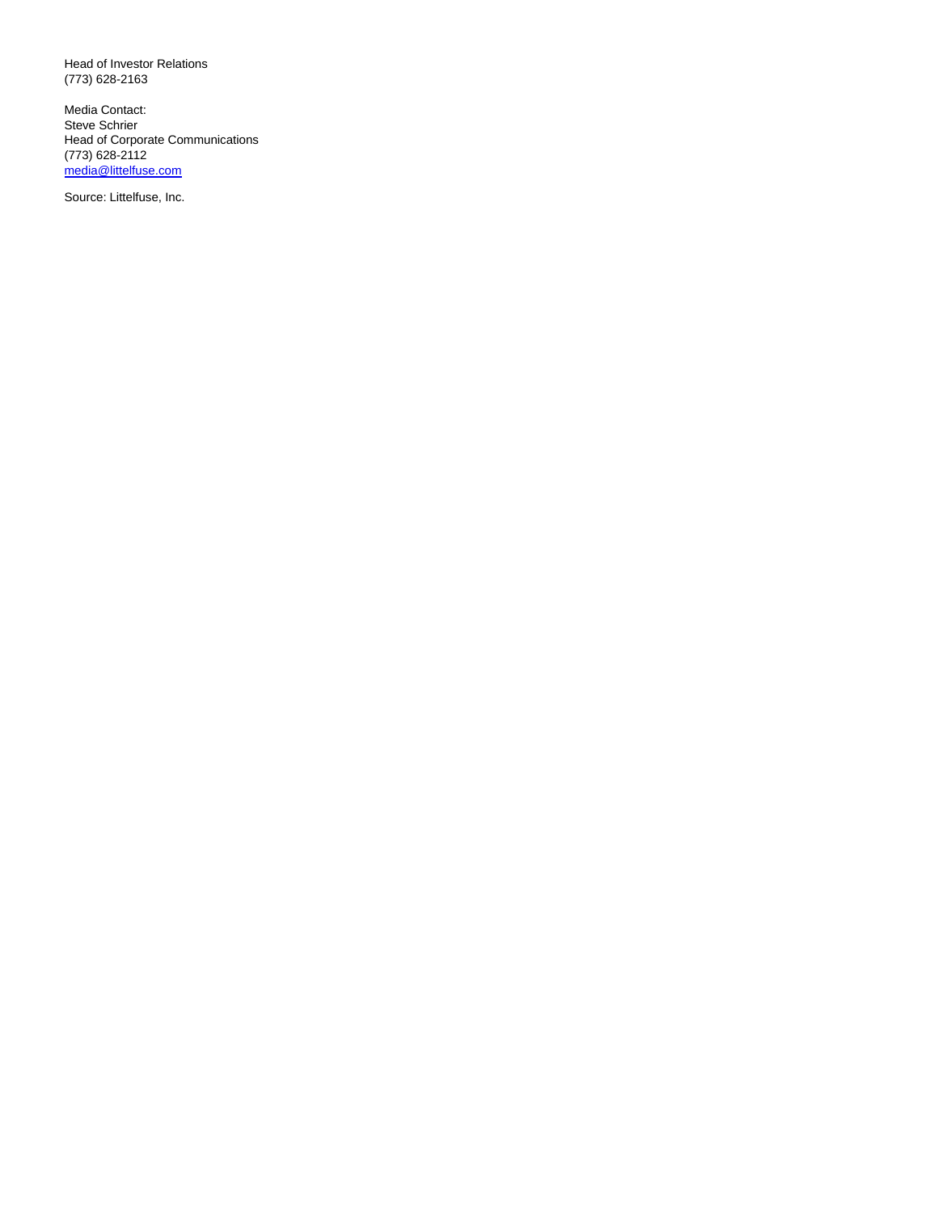Head of Investor Relations
(773) 628-2163

Media Contact:
Steve Schrier
Head of Corporate Communications
(773) 628-2112
media@littelfuse.com

Source: Littelfuse, Inc.